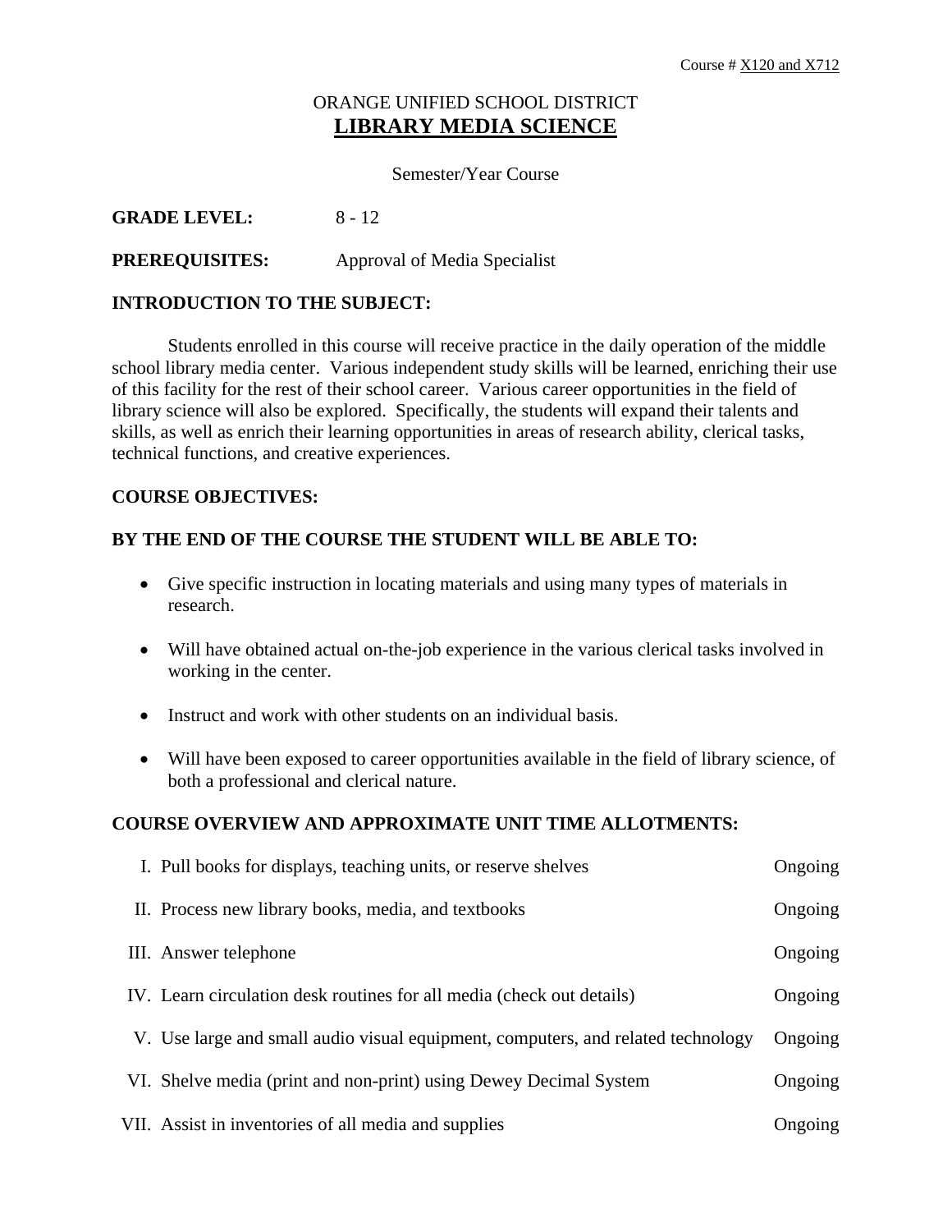Course # X120 and X712

# ORANGE UNIFIED SCHOOL DISTRICT
# LIBRARY MEDIA SCIENCE

Semester/Year Course

**GRADE LEVEL:** 8 - 12

**PREREQUISITES:** Approval of Media Specialist

## INTRODUCTION TO THE SUBJECT:

Students enrolled in this course will receive practice in the daily operation of the middle school library media center. Various independent study skills will be learned, enriching their use of this facility for the rest of their school career. Various career opportunities in the field of library science will also be explored. Specifically, the students will expand their talents and skills, as well as enrich their learning opportunities in areas of research ability, clerical tasks, technical functions, and creative experiences.

## COURSE OBJECTIVES:

### BY THE END OF THE COURSE THE STUDENT WILL BE ABLE TO:

- Give specific instruction in locating materials and using many types of materials in research.
- Will have obtained actual on-the-job experience in the various clerical tasks involved in working in the center.
- Instruct and work with other students on an individual basis.
- Will have been exposed to career opportunities available in the field of library science, of both a professional and clerical nature.

## COURSE OVERVIEW AND APPROXIMATE UNIT TIME ALLOTMENTS:

| Unit | Time |
|---|---|
| I. Pull books for displays, teaching units, or reserve shelves | Ongoing |
| II. Process new library books, media, and textbooks | Ongoing |
| III. Answer telephone | Ongoing |
| IV. Learn circulation desk routines for all media (check out details) | Ongoing |
| V. Use large and small audio visual equipment, computers, and related technology | Ongoing |
| VI. Shelve media (print and non-print) using Dewey Decimal System | Ongoing |
| VII. Assist in inventories of all media and supplies | Ongoing |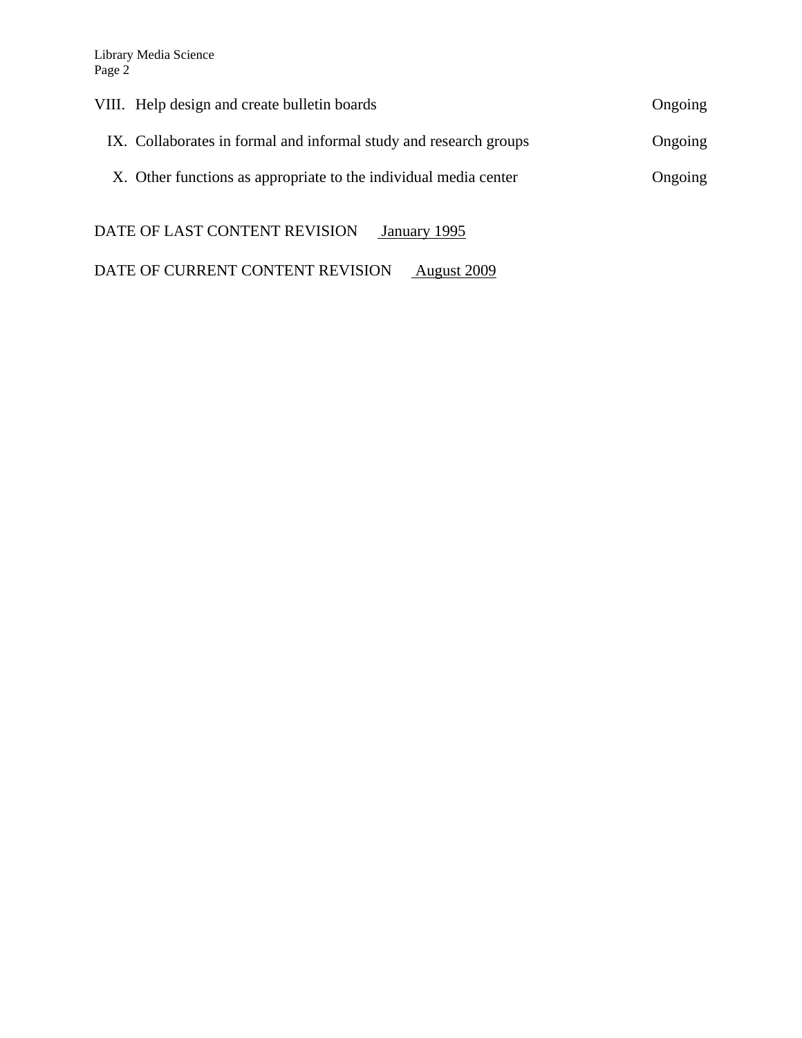| | | |
|---|---|---|
| VIII. | Help design and create bulletin boards | Ongoing |
| IX. | Collaborates in formal and informal study and research groups | Ongoing |
| X. | Other functions as appropriate to the individual media center | Ongoing |

DATE OF LAST CONTENT REVISION January 1995

DATE OF CURRENT CONTENT REVISION August 2009